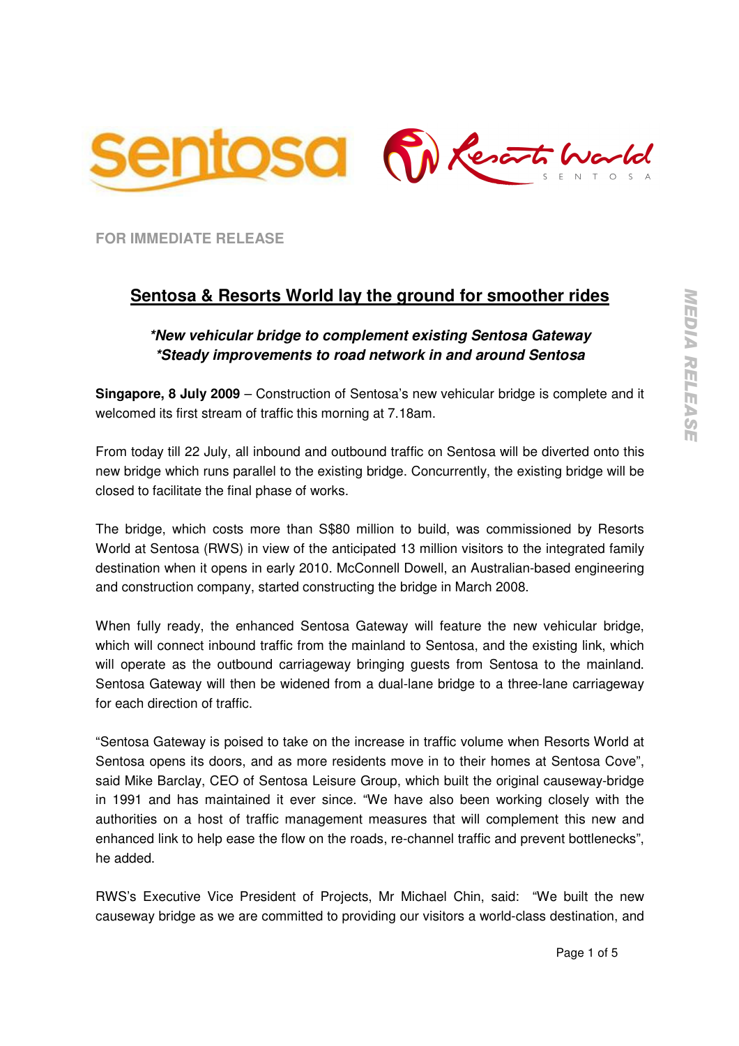FOR IMMEDIATE RELEASE

# Sentosa & Resorts World lay the ground for smoother rides

***New vehicular bridge to complement existing Sentosa Gateway***
***Steady improvements to road network in and around Sentosa***

**Singapore, 8 July 2009** – Construction of Sentosa's new vehicular bridge is complete and it welcomed its first stream of traffic this morning at 7.18am.

From today till 22 July, all inbound and outbound traffic on Sentosa will be diverted onto this new bridge which runs parallel to the existing bridge. Concurrently, the existing bridge will be closed to facilitate the final phase of works.

The bridge, which costs more than S$80 million to build, was commissioned by Resorts World at Sentosa (RWS) in view of the anticipated 13 million visitors to the integrated family destination when it opens in early 2010. McConnell Dowell, an Australian-based engineering and construction company, started constructing the bridge in March 2008.

When fully ready, the enhanced Sentosa Gateway will feature the new vehicular bridge, which will connect inbound traffic from the mainland to Sentosa, and the existing link, which will operate as the outbound carriageway bringing guests from Sentosa to the mainland. Sentosa Gateway will then be widened from a dual-lane bridge to a three-lane carriageway for each direction of traffic.

"Sentosa Gateway is poised to take on the increase in traffic volume when Resorts World at Sentosa opens its doors, and as more residents move in to their homes at Sentosa Cove", said Mike Barclay, CEO of Sentosa Leisure Group, which built the original causeway-bridge in 1991 and has maintained it ever since. "We have also been working closely with the authorities on a host of traffic management measures that will complement this new and enhanced link to help ease the flow on the roads, re-channel traffic and prevent bottlenecks", he added.

RWS's Executive Vice President of Projects, Mr Michael Chin, said: "We built the new causeway bridge as we are committed to providing our visitors a world-class destination, and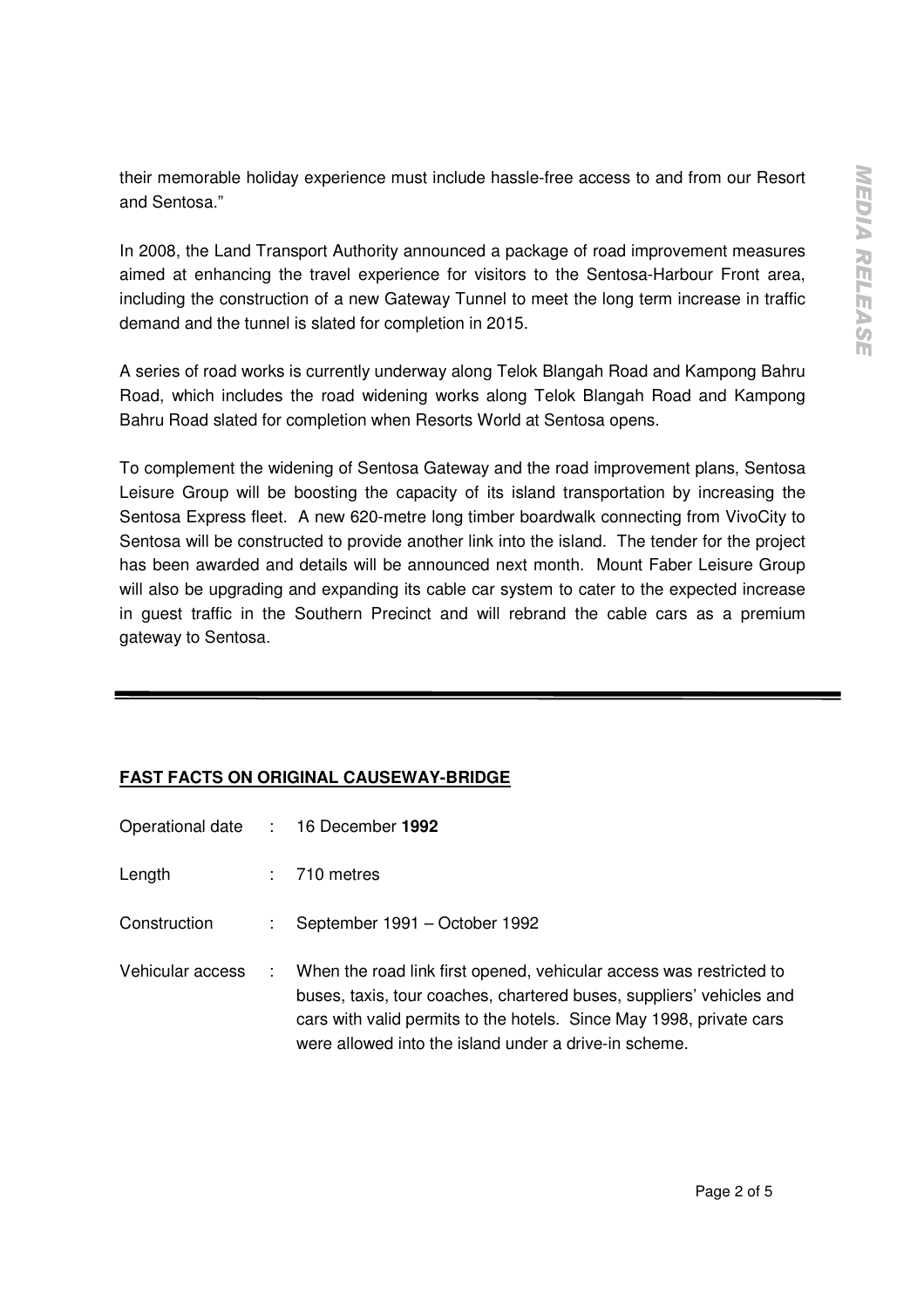their memorable holiday experience must include hassle-free access to and from our Resort and Sentosa."

In 2008, the Land Transport Authority announced a package of road improvement measures aimed at enhancing the travel experience for visitors to the Sentosa-Harbour Front area, including the construction of a new Gateway Tunnel to meet the long term increase in traffic demand and the tunnel is slated for completion in 2015.

A series of road works is currently underway along Telok Blangah Road and Kampong Bahru Road, which includes the road widening works along Telok Blangah Road and Kampong Bahru Road slated for completion when Resorts World at Sentosa opens.

To complement the widening of Sentosa Gateway and the road improvement plans, Sentosa Leisure Group will be boosting the capacity of its island transportation by increasing the Sentosa Express fleet. A new 620-metre long timber boardwalk connecting from VivoCity to Sentosa will be constructed to provide another link into the island. The tender for the project has been awarded and details will be announced next month. Mount Faber Leisure Group will also be upgrading and expanding its cable car system to cater to the expected increase in guest traffic in the Southern Precinct and will rebrand the cable cars as a premium gateway to Sentosa.

---

**FAST FACTS ON ORIGINAL CAUSEWAY-BRIDGE**

| | | |
|---|---|---|
| Operational date | : | 16 December **1992** |
| Length | : | 710 metres |
| Construction | : | September 1991 – October 1992 |
| Vehicular access | : | When the road link first opened, vehicular access was restricted to buses, taxis, tour coaches, chartered buses, suppliers' vehicles and cars with valid permits to the hotels. Since May 1998, private cars were allowed into the island under a drive-in scheme. |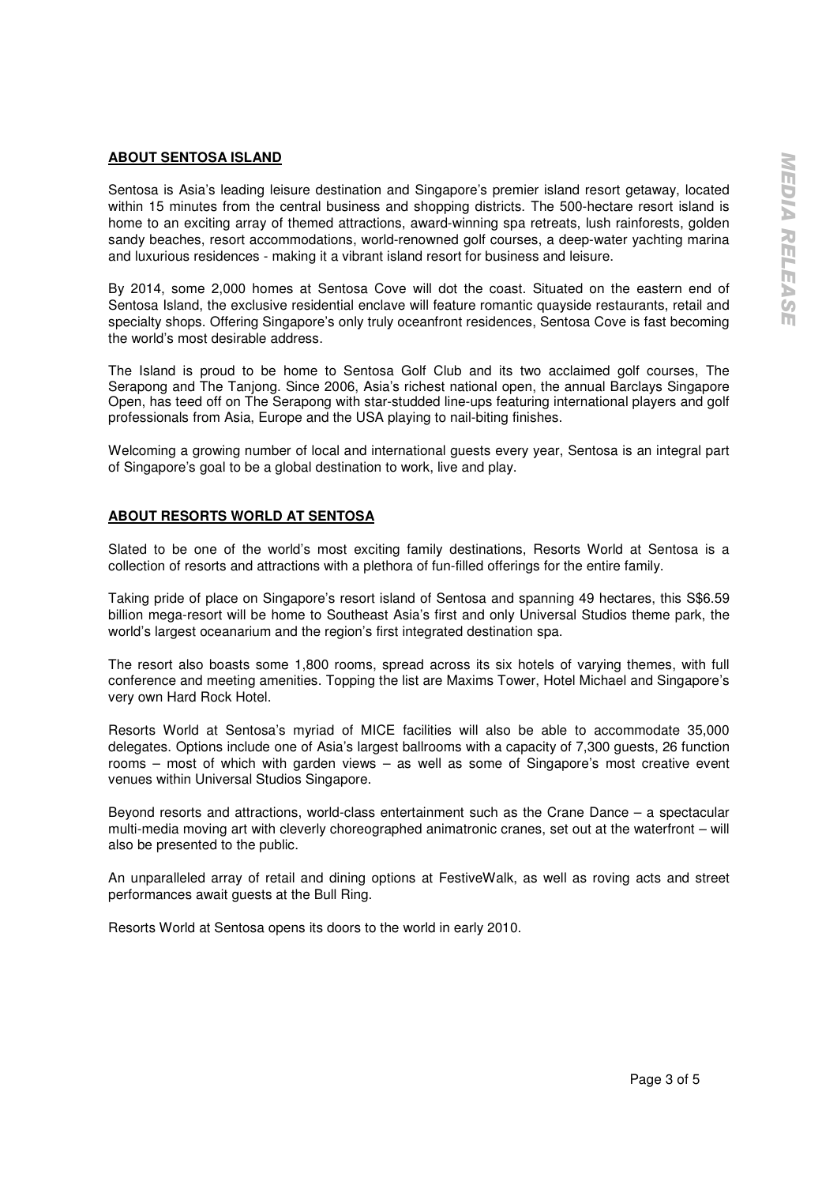## ABOUT SENTOSA ISLAND

Sentosa is Asia's leading leisure destination and Singapore's premier island resort getaway, located within 15 minutes from the central business and shopping districts. The 500-hectare resort island is home to an exciting array of themed attractions, award-winning spa retreats, lush rainforests, golden sandy beaches, resort accommodations, world-renowned golf courses, a deep-water yachting marina and luxurious residences - making it a vibrant island resort for business and leisure.

By 2014, some 2,000 homes at Sentosa Cove will dot the coast. Situated on the eastern end of Sentosa Island, the exclusive residential enclave will feature romantic quayside restaurants, retail and specialty shops. Offering Singapore's only truly oceanfront residences, Sentosa Cove is fast becoming the world's most desirable address.

The Island is proud to be home to Sentosa Golf Club and its two acclaimed golf courses, The Serapong and The Tanjong. Since 2006, Asia's richest national open, the annual Barclays Singapore Open, has teed off on The Serapong with star-studded line-ups featuring international players and golf professionals from Asia, Europe and the USA playing to nail-biting finishes.

Welcoming a growing number of local and international guests every year, Sentosa is an integral part of Singapore's goal to be a global destination to work, live and play.

## ABOUT RESORTS WORLD AT SENTOSA

Slated to be one of the world's most exciting family destinations, Resorts World at Sentosa is a collection of resorts and attractions with a plethora of fun-filled offerings for the entire family.

Taking pride of place on Singapore's resort island of Sentosa and spanning 49 hectares, this S$6.59 billion mega-resort will be home to Southeast Asia's first and only Universal Studios theme park, the world's largest oceanarium and the region's first integrated destination spa.

The resort also boasts some 1,800 rooms, spread across its six hotels of varying themes, with full conference and meeting amenities. Topping the list are Maxims Tower, Hotel Michael and Singapore's very own Hard Rock Hotel.

Resorts World at Sentosa's myriad of MICE facilities will also be able to accommodate 35,000 delegates. Options include one of Asia's largest ballrooms with a capacity of 7,300 guests, 26 function rooms – most of which with garden views – as well as some of Singapore's most creative event venues within Universal Studios Singapore.

Beyond resorts and attractions, world-class entertainment such as the Crane Dance – a spectacular multi-media moving art with cleverly choreographed animatronic cranes, set out at the waterfront – will also be presented to the public.

An unparalleled array of retail and dining options at FestiveWalk, as well as roving acts and street performances await guests at the Bull Ring.

Resorts World at Sentosa opens its doors to the world in early 2010.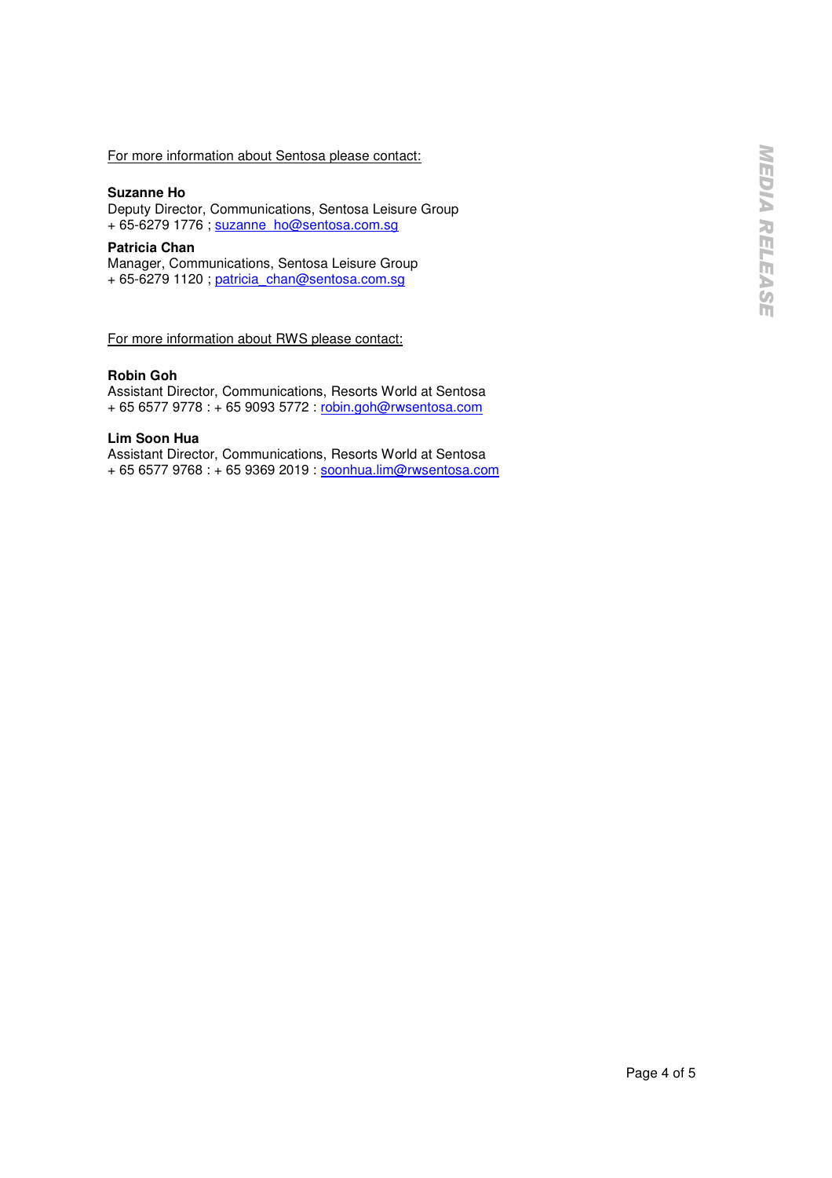For more information about Sentosa please contact:

**Suzanne Ho**
Deputy Director, Communications, Sentosa Leisure Group
+ 65-6279 1776 ; suzanne_ho@sentosa.com.sg

**Patricia Chan**
Manager, Communications, Sentosa Leisure Group
+ 65-6279 1120 ; patricia_chan@sentosa.com.sg

For more information about RWS please contact:

**Robin Goh**
Assistant Director, Communications, Resorts World at Sentosa
+ 65 6577 9778 : + 65 9093 5772 : robin.goh@rwsentosa.com

**Lim Soon Hua**
Assistant Director, Communications, Resorts World at Sentosa
+ 65 6577 9768 : + 65 9369 2019 : soonhua.lim@rwsentosa.com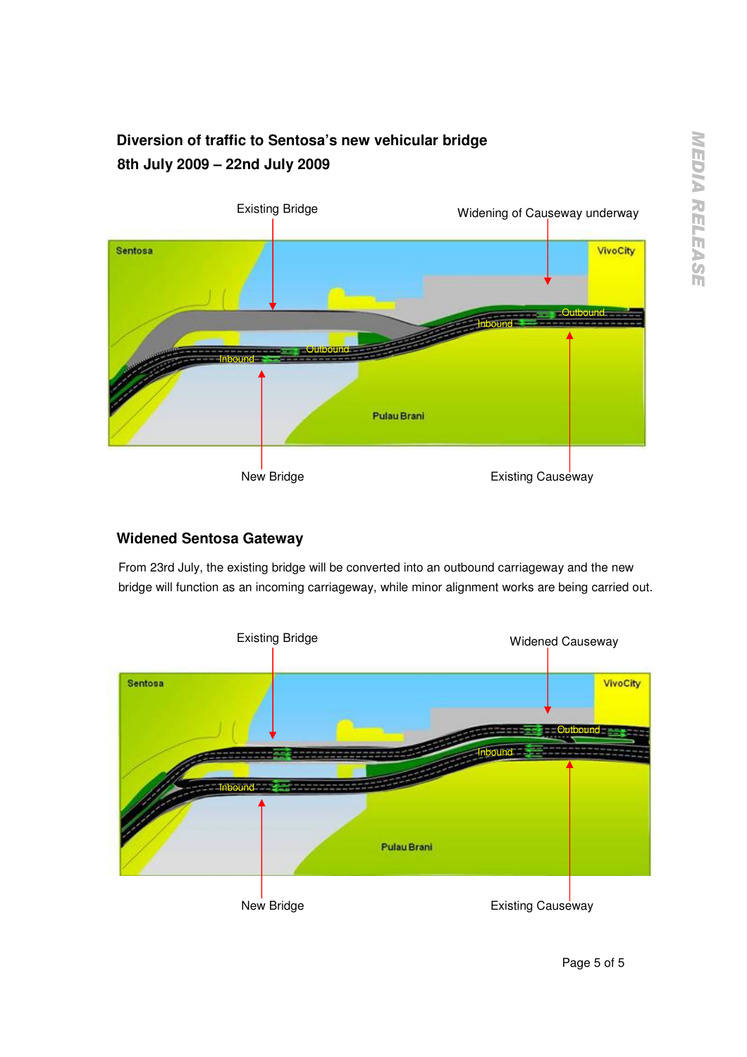**Diversion of traffic to Sentosa's new vehicular bridge**

**8th July 2009 – 22nd July 2009**

Existing Bridge

Widening of Causeway underway

Sentosa

VivoCity

Outbound

Inbound

Outbound

Inbound

Pulau Brani

New Bridge

Existing Causeway

**Widened Sentosa Gateway**

From 23rd July, the existing bridge will be converted into an outbound carriageway and the new bridge will function as an incoming carriageway, while minor alignment works are being carried out.

Existing Bridge

Widened Causeway

Sentosa

VivoCity

Outbound

Inbound

Inbound

Pulau Brani

New Bridge

Existing Causeway